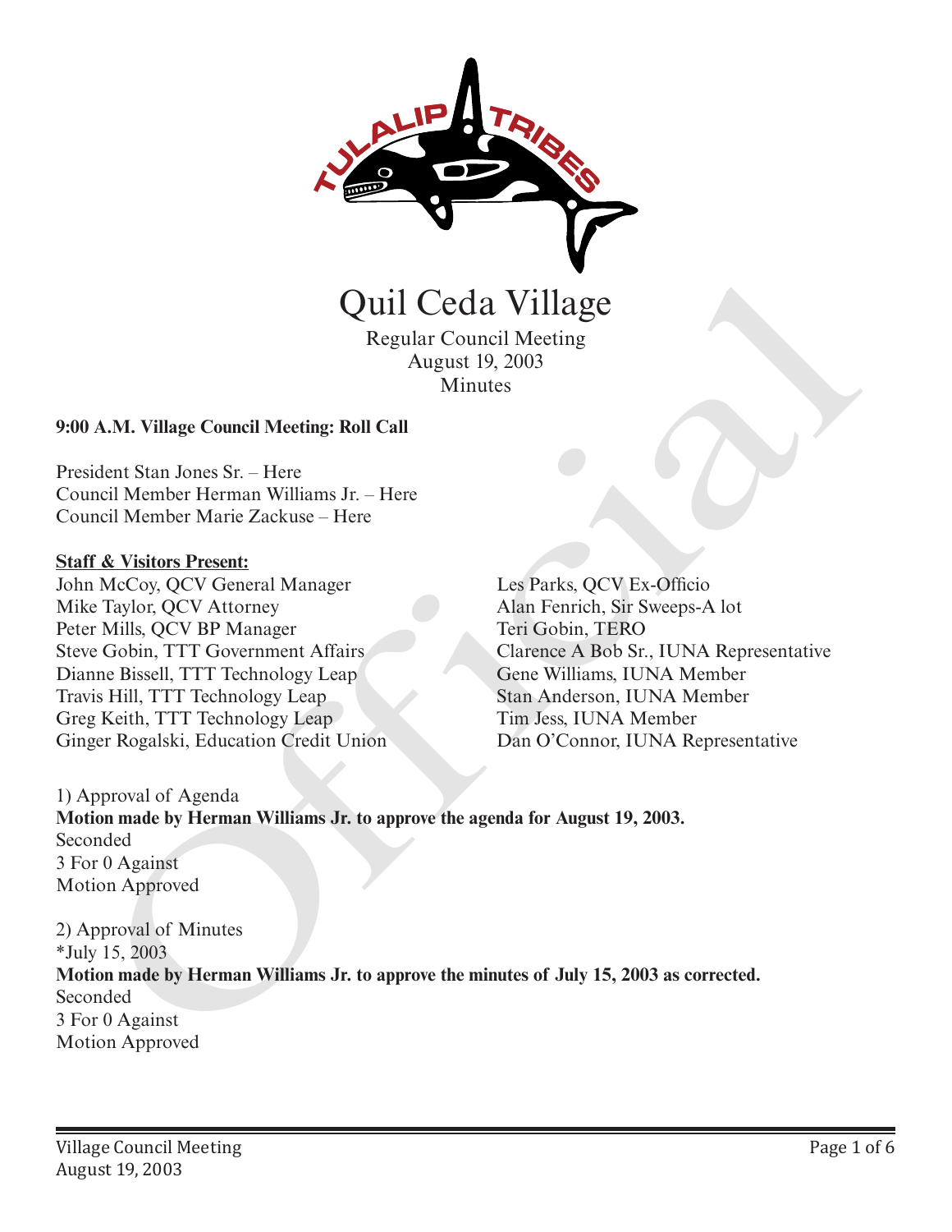# Quil Ceda Village

Regular Council Meeting
August 19, 2003
Minutes

**9:00 A.M. Village Council Meeting: Roll Call**

President Stan Jones Sr. – Here
Council Member Herman Williams Jr. – Here
Council Member Marie Zackuse – Here

**Staff & Visitors Present:**

John McCoy, QCV General Manager
Mike Taylor, QCV Attorney
Peter Mills, QCV BP Manager
Steve Gobin, TTT Government Affairs
Dianne Bissell, TTT Technology Leap
Travis Hill, TTT Technology Leap
Greg Keith, TTT Technology Leap
Ginger Rogalski, Education Credit Union
Les Parks, QCV Ex-Officio
Alan Fenrich, Sir Sweeps-A lot
Teri Gobin, TERO
Clarence A Bob Sr., IUNA Representative
Gene Williams, IUNA Member
Stan Anderson, IUNA Member
Tim Jess, IUNA Member
Dan O'Connor, IUNA Representative

1) Approval of Agenda
**Motion made by Herman Williams Jr. to approve the agenda for August 19, 2003.**
Seconded
3 For 0 Against
Motion Approved

2) Approval of Minutes
*July 15, 2003
**Motion made by Herman Williams Jr. to approve the minutes of July 15, 2003 as corrected.**
Seconded
3 For 0 Against
Motion Approved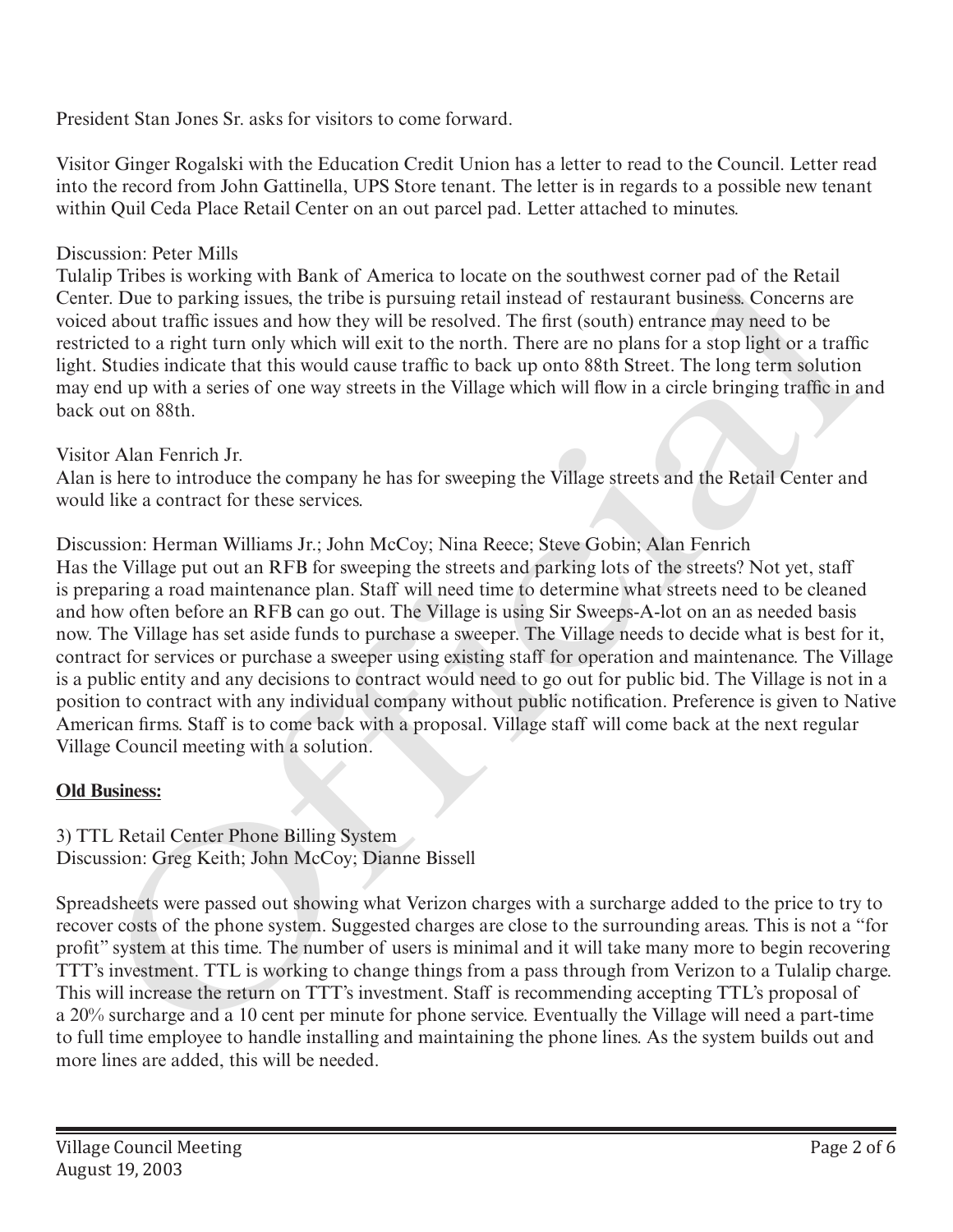President Stan Jones Sr. asks for visitors to come forward.

Visitor Ginger Rogalski with the Education Credit Union has a letter to read to the Council. Letter read into the record from John Gattinella, UPS Store tenant. The letter is in regards to a possible new tenant within Quil Ceda Place Retail Center on an out parcel pad. Letter attached to minutes.

Discussion: Peter Mills
Tulalip Tribes is working with Bank of America to locate on the southwest corner pad of the Retail Center. Due to parking issues, the tribe is pursuing retail instead of restaurant business. Concerns are voiced about traffic issues and how they will be resolved. The first (south) entrance may need to be restricted to a right turn only which will exit to the north. There are no plans for a stop light or a traffic light. Studies indicate that this would cause traffic to back up onto 88th Street. The long term solution may end up with a series of one way streets in the Village which will flow in a circle bringing traffic in and back out on 88th.

Visitor Alan Fenrich Jr.
Alan is here to introduce the company he has for sweeping the Village streets and the Retail Center and would like a contract for these services.

Discussion: Herman Williams Jr.; John McCoy; Nina Reece; Steve Gobin; Alan Fenrich
Has the Village put out an RFB for sweeping the streets and parking lots of the streets? Not yet, staff is preparing a road maintenance plan. Staff will need time to determine what streets need to be cleaned and how often before an RFB can go out. The Village is using Sir Sweeps-A-lot on an as needed basis now. The Village has set aside funds to purchase a sweeper. The Village needs to decide what is best for it, contract for services or purchase a sweeper using existing staff for operation and maintenance. The Village is a public entity and any decisions to contract would need to go out for public bid. The Village is not in a position to contract with any individual company without public notification. Preference is given to Native American firms. Staff is to come back with a proposal. Village staff will come back at the next regular Village Council meeting with a solution.

**Old Business:**

3) TTL Retail Center Phone Billing System
Discussion: Greg Keith; John McCoy; Dianne Bissell

Spreadsheets were passed out showing what Verizon charges with a surcharge added to the price to try to recover costs of the phone system. Suggested charges are close to the surrounding areas. This is not a "for profit" system at this time. The number of users is minimal and it will take many more to begin recovering TTT's investment. TTL is working to change things from a pass through from Verizon to a Tulalip charge. This will increase the return on TTT's investment. Staff is recommending accepting TTL's proposal of a 20% surcharge and a 10 cent per minute for phone service. Eventually the Village will need a part-time to full time employee to handle installing and maintaining the phone lines. As the system builds out and more lines are added, this will be needed.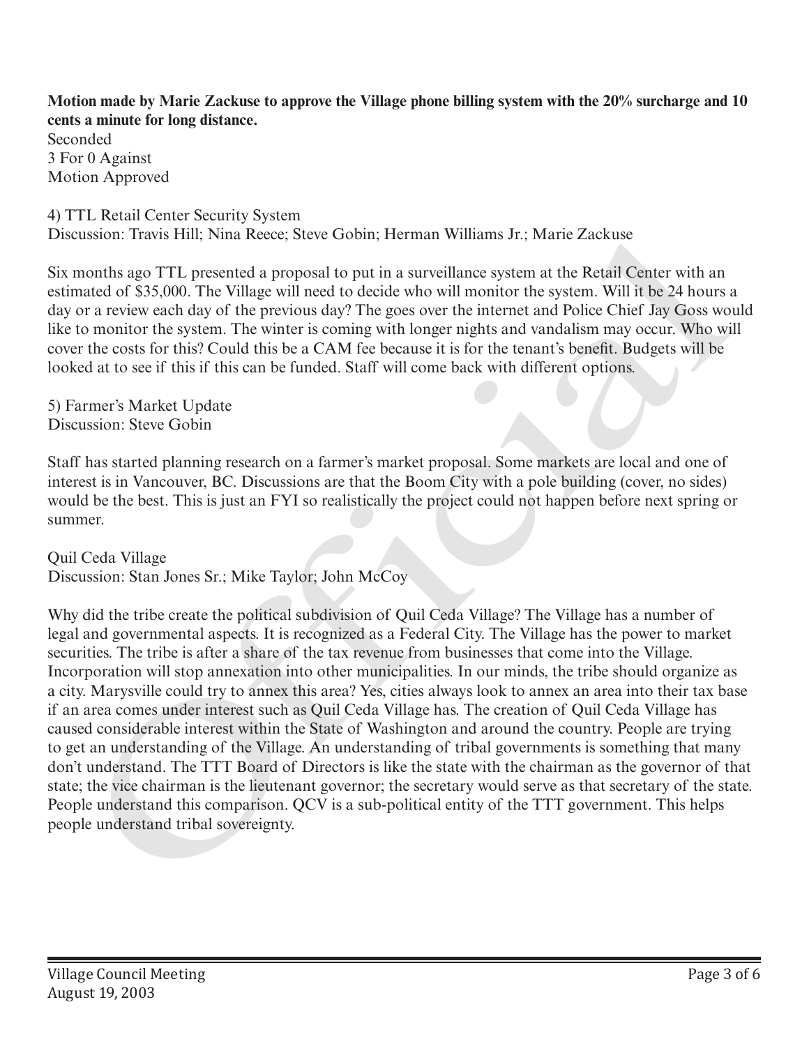**Motion made by Marie Zackuse to approve the Village phone billing system with the 20% surcharge and 10 cents a minute for long distance.**
Seconded
3 For 0 Against
Motion Approved

4) TTL Retail Center Security System
Discussion: Travis Hill; Nina Reece; Steve Gobin; Herman Williams Jr.; Marie Zackuse

Six months ago TTL presented a proposal to put in a surveillance system at the Retail Center with an estimated of $35,000. The Village will need to decide who will monitor the system. Will it be 24 hours a day or a review each day of the previous day? The goes over the internet and Police Chief Jay Goss would like to monitor the system. The winter is coming with longer nights and vandalism may occur. Who will cover the costs for this? Could this be a CAM fee because it is for the tenant's benefit. Budgets will be looked at to see if this if this can be funded. Staff will come back with different options.

5) Farmer's Market Update
Discussion: Steve Gobin

Staff has started planning research on a farmer's market proposal. Some markets are local and one of interest is in Vancouver, BC. Discussions are that the Boom City with a pole building (cover, no sides) would be the best. This is just an FYI so realistically the project could not happen before next spring or summer.

Quil Ceda Village
Discussion: Stan Jones Sr.; Mike Taylor; John McCoy

Why did the tribe create the political subdivision of Quil Ceda Village? The Village has a number of legal and governmental aspects. It is recognized as a Federal City. The Village has the power to market securities. The tribe is after a share of the tax revenue from businesses that come into the Village. Incorporation will stop annexation into other municipalities. In our minds, the tribe should organize as a city. Marysville could try to annex this area? Yes, cities always look to annex an area into their tax base if an area comes under interest such as Quil Ceda Village has. The creation of Quil Ceda Village has caused considerable interest within the State of Washington and around the country. People are trying to get an understanding of the Village. An understanding of tribal governments is something that many don't understand. The TTT Board of Directors is like the state with the chairman as the governor of that state; the vice chairman is the lieutenant governor; the secretary would serve as that secretary of the state. People understand this comparison. QCV is a sub-political entity of the TTT government. This helps people understand tribal sovereignty.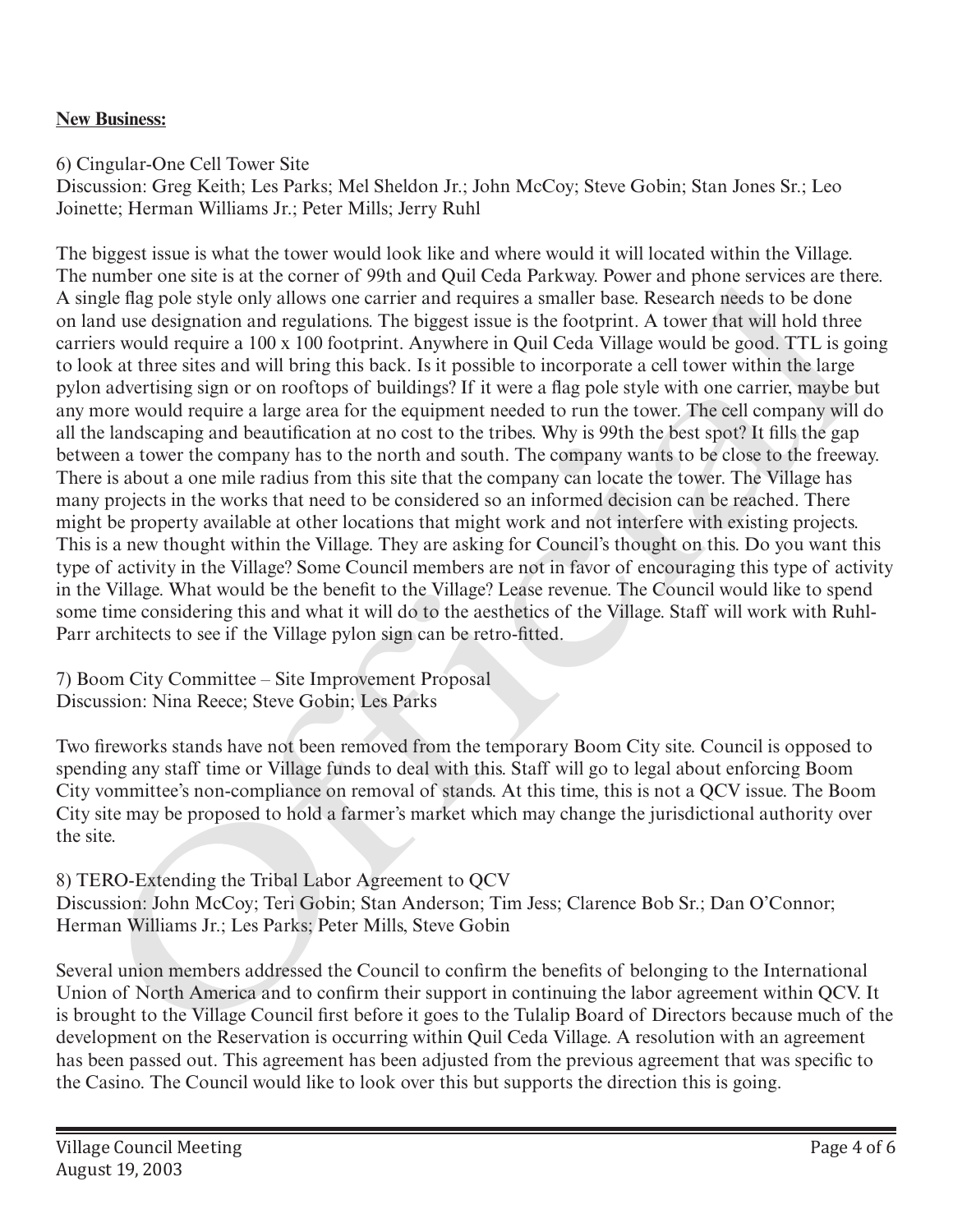**New Business:**

6) Cingular-One Cell Tower Site
Discussion: Greg Keith; Les Parks; Mel Sheldon Jr.; John McCoy; Steve Gobin; Stan Jones Sr.; Leo Joinette; Herman Williams Jr.; Peter Mills; Jerry Ruhl

The biggest issue is what the tower would look like and where would it will located within the Village. The number one site is at the corner of 99th and Quil Ceda Parkway. Power and phone services are there. A single flag pole style only allows one carrier and requires a smaller base. Research needs to be done on land use designation and regulations. The biggest issue is the footprint. A tower that will hold three carriers would require a 100 x 100 footprint. Anywhere in Quil Ceda Village would be good. TTL is going to look at three sites and will bring this back. Is it possible to incorporate a cell tower within the large pylon advertising sign or on rooftops of buildings? If it were a flag pole style with one carrier, maybe but any more would require a large area for the equipment needed to run the tower. The cell company will do all the landscaping and beautification at no cost to the tribes. Why is 99th the best spot? It fills the gap between a tower the company has to the north and south. The company wants to be close to the freeway. There is about a one mile radius from this site that the company can locate the tower. The Village has many projects in the works that need to be considered so an informed decision can be reached. There might be property available at other locations that might work and not interfere with existing projects. This is a new thought within the Village. They are asking for Council's thought on this. Do you want this type of activity in the Village? Some Council members are not in favor of encouraging this type of activity in the Village. What would be the benefit to the Village? Lease revenue. The Council would like to spend some time considering this and what it will do to the aesthetics of the Village. Staff will work with Ruhl-Parr architects to see if the Village pylon sign can be retro-fitted.

7) Boom City Committee – Site Improvement Proposal
Discussion: Nina Reece; Steve Gobin; Les Parks

Two fireworks stands have not been removed from the temporary Boom City site. Council is opposed to spending any staff time or Village funds to deal with this. Staff will go to legal about enforcing Boom City vommittee's non-compliance on removal of stands. At this time, this is not a QCV issue. The Boom City site may be proposed to hold a farmer's market which may change the jurisdictional authority over the site.

8) TERO-Extending the Tribal Labor Agreement to QCV
Discussion: John McCoy; Teri Gobin; Stan Anderson; Tim Jess; Clarence Bob Sr.; Dan O'Connor; Herman Williams Jr.; Les Parks; Peter Mills, Steve Gobin

Several union members addressed the Council to confirm the benefits of belonging to the International Union of North America and to confirm their support in continuing the labor agreement within QCV. It is brought to the Village Council first before it goes to the Tulalip Board of Directors because much of the development on the Reservation is occurring within Quil Ceda Village. A resolution with an agreement has been passed out. This agreement has been adjusted from the previous agreement that was specific to the Casino. The Council would like to look over this but supports the direction this is going.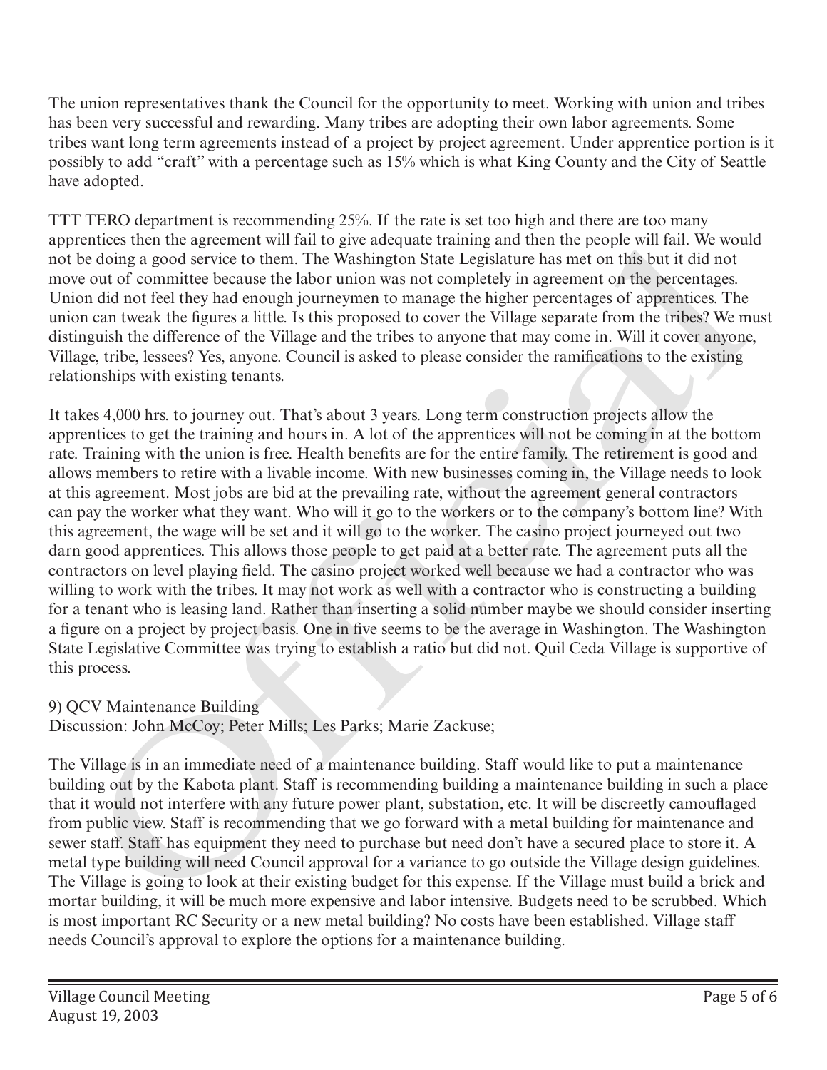The union representatives thank the Council for the opportunity to meet. Working with union and tribes has been very successful and rewarding. Many tribes are adopting their own labor agreements. Some tribes want long term agreements instead of a project by project agreement. Under apprentice portion is it possibly to add "craft" with a percentage such as 15% which is what King County and the City of Seattle have adopted.

TTT TERO department is recommending 25%. If the rate is set too high and there are too many apprentices then the agreement will fail to give adequate training and then the people will fail. We would not be doing a good service to them. The Washington State Legislature has met on this but it did not move out of committee because the labor union was not completely in agreement on the percentages. Union did not feel they had enough journeymen to manage the higher percentages of apprentices. The union can tweak the figures a little. Is this proposed to cover the Village separate from the tribes? We must distinguish the difference of the Village and the tribes to anyone that may come in. Will it cover anyone, Village, tribe, lessees? Yes, anyone. Council is asked to please consider the ramifications to the existing relationships with existing tenants.

It takes 4,000 hrs. to journey out. That's about 3 years. Long term construction projects allow the apprentices to get the training and hours in. A lot of the apprentices will not be coming in at the bottom rate. Training with the union is free. Health benefits are for the entire family. The retirement is good and allows members to retire with a livable income. With new businesses coming in, the Village needs to look at this agreement. Most jobs are bid at the prevailing rate, without the agreement general contractors can pay the worker what they want. Who will it go to the workers or to the company's bottom line? With this agreement, the wage will be set and it will go to the worker. The casino project journeyed out two darn good apprentices. This allows those people to get paid at a better rate. The agreement puts all the contractors on level playing field. The casino project worked well because we had a contractor who was willing to work with the tribes. It may not work as well with a contractor who is constructing a building for a tenant who is leasing land. Rather than inserting a solid number maybe we should consider inserting a figure on a project by project basis. One in five seems to be the average in Washington. The Washington State Legislative Committee was trying to establish a ratio but did not. Quil Ceda Village is supportive of this process.

9) QCV Maintenance Building
Discussion: John McCoy; Peter Mills; Les Parks; Marie Zackuse;

The Village is in an immediate need of a maintenance building. Staff would like to put a maintenance building out by the Kabota plant. Staff is recommending building a maintenance building in such a place that it would not interfere with any future power plant, substation, etc. It will be discreetly camouflaged from public view. Staff is recommending that we go forward with a metal building for maintenance and sewer staff. Staff has equipment they need to purchase but need don't have a secured place to store it. A metal type building will need Council approval for a variance to go outside the Village design guidelines. The Village is going to look at their existing budget for this expense. If the Village must build a brick and mortar building, it will be much more expensive and labor intensive. Budgets need to be scrubbed. Which is most important RC Security or a new metal building? No costs have been established. Village staff needs Council's approval to explore the options for a maintenance building.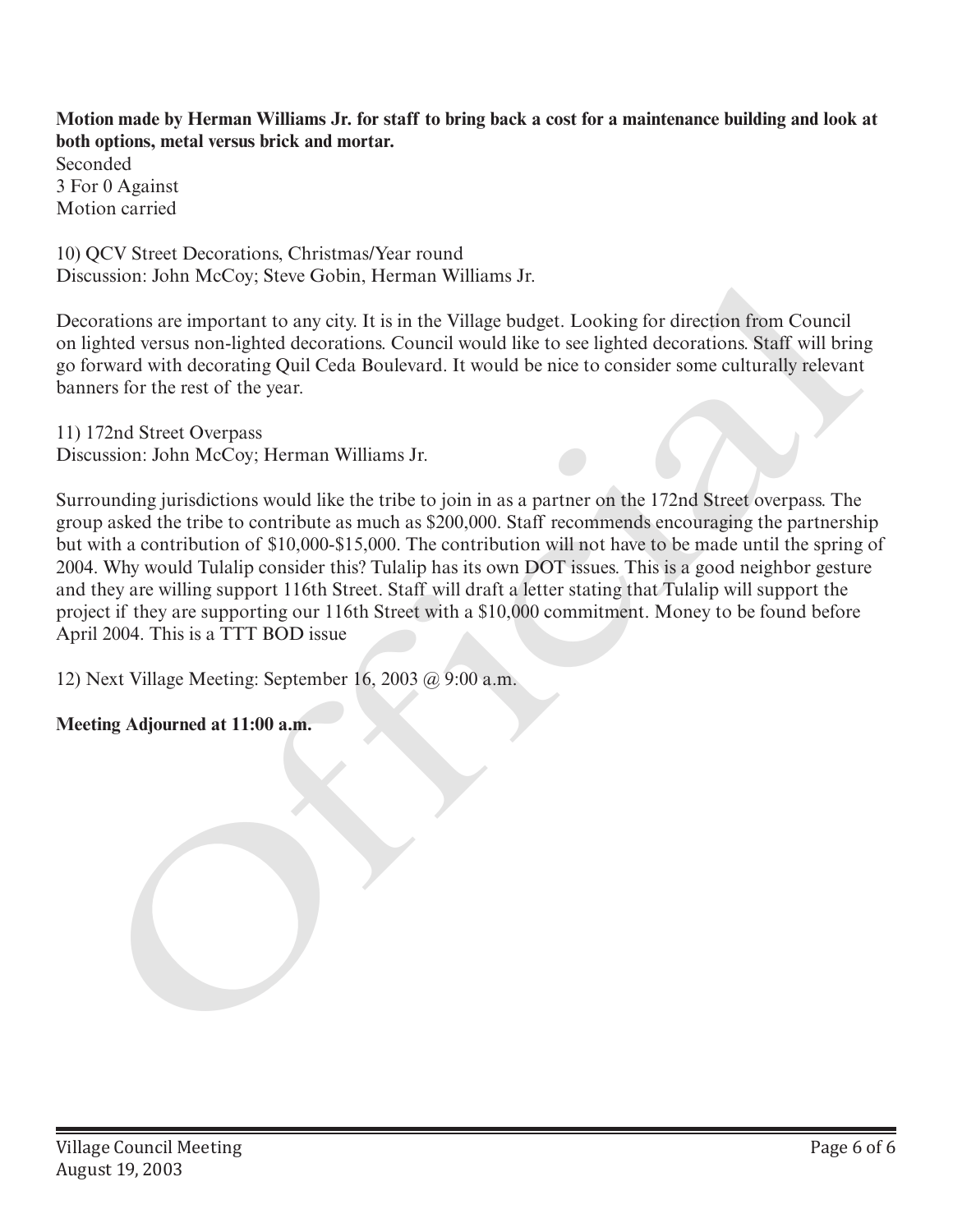**Motion made by Herman Williams Jr. for staff to bring back a cost for a maintenance building and look at both options, metal versus brick and mortar.**
Seconded
3 For 0 Against
Motion carried

10) QCV Street Decorations, Christmas/Year round
Discussion: John McCoy; Steve Gobin, Herman Williams Jr.

Decorations are important to any city. It is in the Village budget. Looking for direction from Council on lighted versus non-lighted decorations. Council would like to see lighted decorations. Staff will bring go forward with decorating Quil Ceda Boulevard. It would be nice to consider some culturally relevant banners for the rest of the year.

11) 172nd Street Overpass
Discussion: John McCoy; Herman Williams Jr.

Surrounding jurisdictions would like the tribe to join in as a partner on the 172nd Street overpass. The group asked the tribe to contribute as much as $200,000. Staff recommends encouraging the partnership but with a contribution of $10,000-$15,000. The contribution will not have to be made until the spring of 2004. Why would Tulalip consider this? Tulalip has its own DOT issues. This is a good neighbor gesture and they are willing support 116th Street. Staff will draft a letter stating that Tulalip will support the project if they are supporting our 116th Street with a $10,000 commitment. Money to be found before April 2004. This is a TTT BOD issue

12) Next Village Meeting: September 16, 2003 @ 9:00 a.m.

**Meeting Adjourned at 11:00 a.m.**